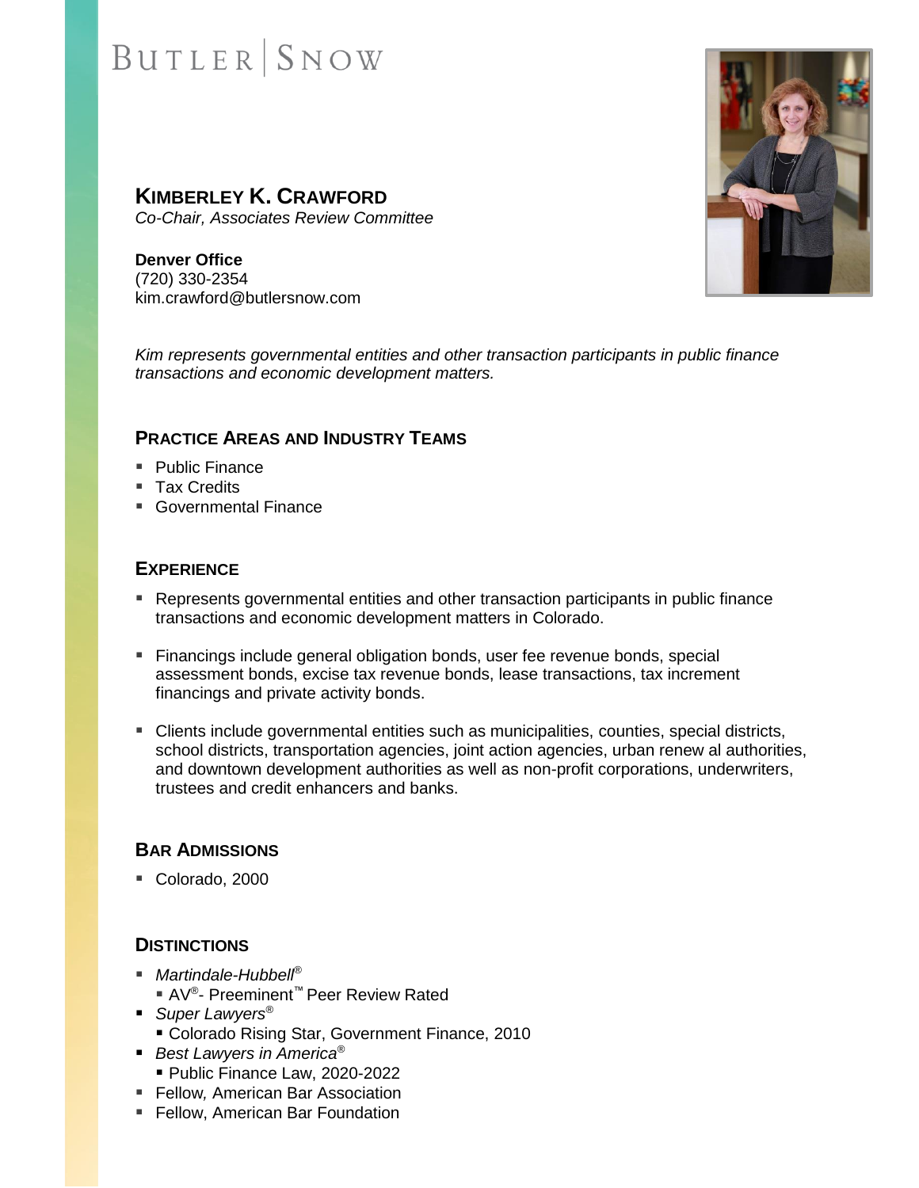BUTLER | SNOW

# KIMBERLEY K. CRAWFORD

*Co-Chair, Associates Review Committee*

**Denver Office**
(720) 330-2354
kim.crawford@butlersnow.com

*Kim represents governmental entities and other transaction participants in public finance transactions and economic development matters.*

## PRACTICE AREAS AND INDUSTRY TEAMS

- Public Finance
- Tax Credits
- Governmental Finance

## EXPERIENCE

- Represents governmental entities and other transaction participants in public finance transactions and economic development matters in Colorado.
- Financings include general obligation bonds, user fee revenue bonds, special assessment bonds, excise tax revenue bonds, lease transactions, tax increment financings and private activity bonds.
- Clients include governmental entities such as municipalities, counties, special districts, school districts, transportation agencies, joint action agencies, urban renew al authorities, and downtown development authorities as well as non-profit corporations, underwriters, trustees and credit enhancers and banks.

## BAR ADMISSIONS

- Colorado, 2000

## DISTINCTIONS

- *Martindale-Hubbell®*
  - AV®- Preeminent™ Peer Review Rated
- *Super Lawyers®*
  - Colorado Rising Star, Government Finance, 2010
- *Best Lawyers in America®*
  - Public Finance Law, 2020-2022
- Fellow, American Bar Association
- Fellow, American Bar Foundation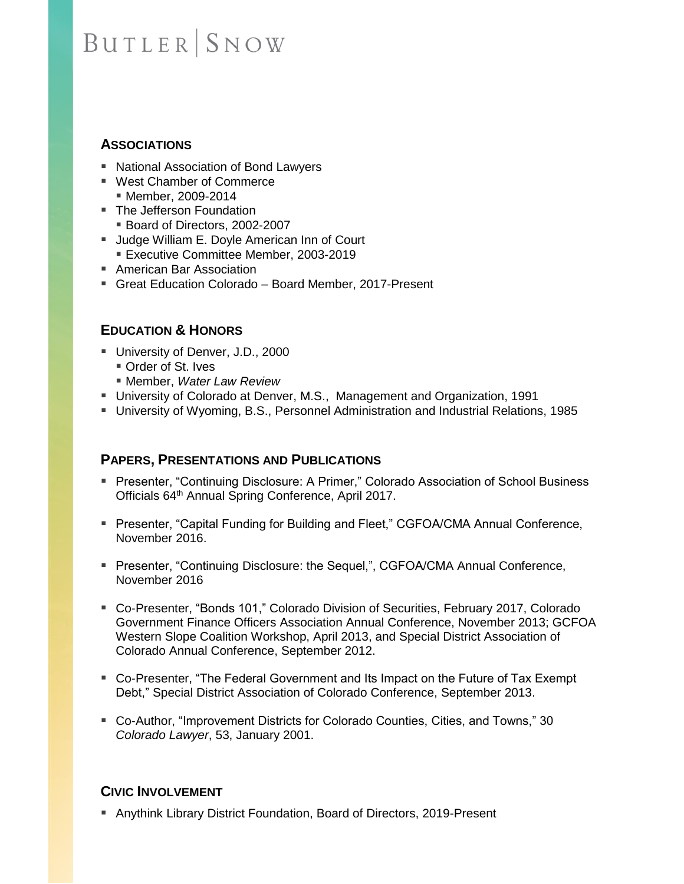## ASSOCIATIONS

- National Association of Bond Lawyers
- West Chamber of Commerce
  - Member, 2009-2014
- The Jefferson Foundation
  - Board of Directors, 2002-2007
- Judge William E. Doyle American Inn of Court
  - Executive Committee Member, 2003-2019
- American Bar Association
- Great Education Colorado – Board Member, 2017-Present

## EDUCATION & HONORS

- University of Denver, J.D., 2000
  - Order of St. Ives
  - Member, *Water Law Review*
- University of Colorado at Denver, M.S., Management and Organization, 1991
- University of Wyoming, B.S., Personnel Administration and Industrial Relations, 1985

## PAPERS, PRESENTATIONS AND PUBLICATIONS

- Presenter, "Continuing Disclosure: A Primer," Colorado Association of School Business Officials 64th Annual Spring Conference, April 2017.
- Presenter, "Capital Funding for Building and Fleet," CGFOA/CMA Annual Conference, November 2016.
- Presenter, "Continuing Disclosure: the Sequel,", CGFOA/CMA Annual Conference, November 2016
- Co-Presenter, "Bonds 101," Colorado Division of Securities, February 2017, Colorado Government Finance Officers Association Annual Conference, November 2013; GCFOA Western Slope Coalition Workshop, April 2013, and Special District Association of Colorado Annual Conference, September 2012.
- Co-Presenter, "The Federal Government and Its Impact on the Future of Tax Exempt Debt," Special District Association of Colorado Conference, September 2013.
- Co-Author, "Improvement Districts for Colorado Counties, Cities, and Towns," 30 *Colorado Lawyer*, 53, January 2001.

## CIVIC INVOLVEMENT

- Anythink Library District Foundation, Board of Directors, 2019-Present